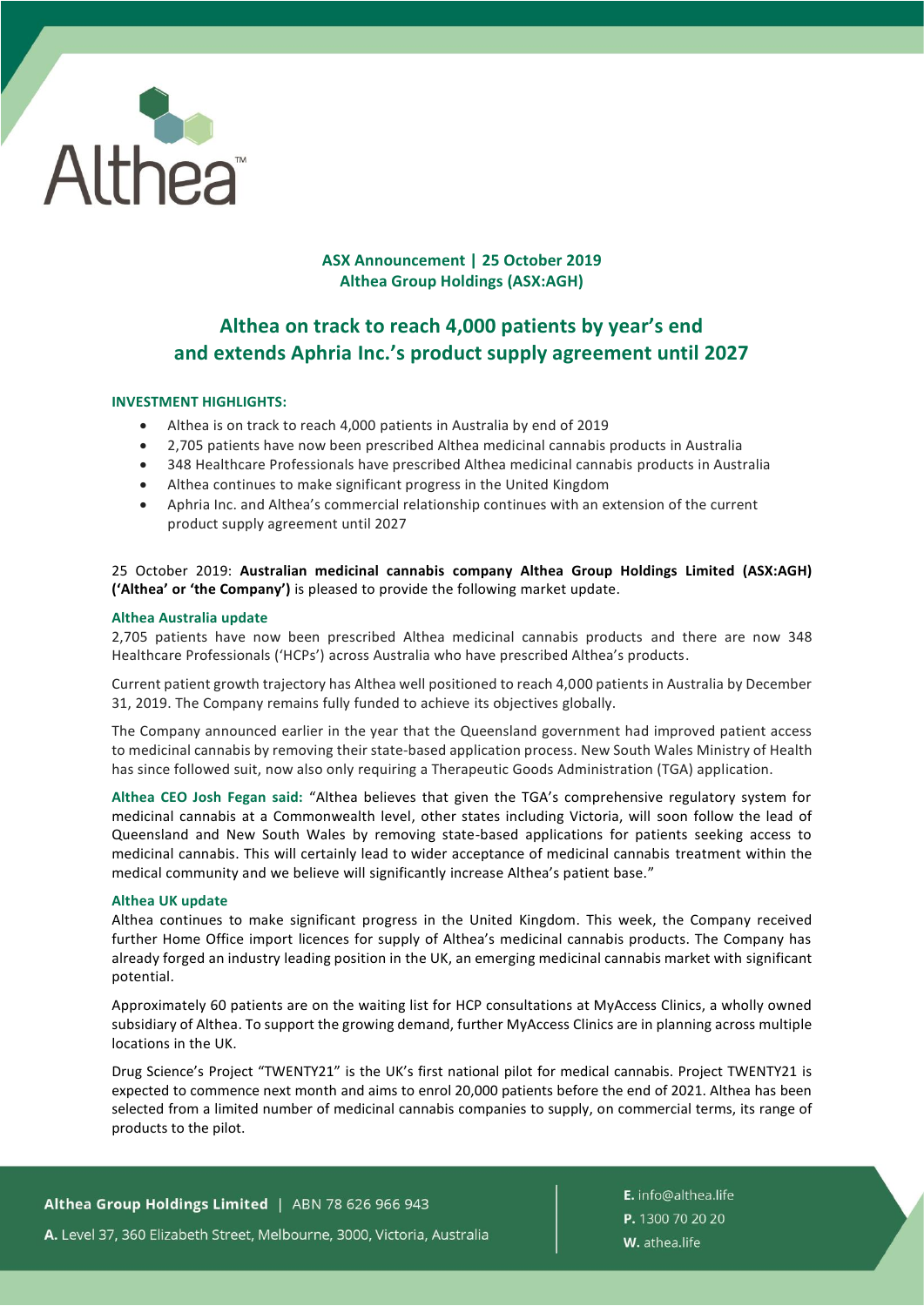**ASX Announcement | 25 October 2019**
**Althea Group Holdings (ASX:AGH)**

# Althea on track to reach 4,000 patients by year's end and extends Aphria Inc.'s product supply agreement until 2027

**INVESTMENT HIGHLIGHTS:**

- Althea is on track to reach 4,000 patients in Australia by end of 2019
- 2,705 patients have now been prescribed Althea medicinal cannabis products in Australia
- 348 Healthcare Professionals have prescribed Althea medicinal cannabis products in Australia
- Althea continues to make significant progress in the United Kingdom
- Aphria Inc. and Althea's commercial relationship continues with an extension of the current product supply agreement until 2027

25 October 2019: **Australian medicinal cannabis company Althea Group Holdings Limited (ASX:AGH) ('Althea' or 'the Company')** is pleased to provide the following market update.

## Althea Australia update

2,705 patients have now been prescribed Althea medicinal cannabis products and there are now 348 Healthcare Professionals ('HCPs') across Australia who have prescribed Althea's products.

Current patient growth trajectory has Althea well positioned to reach 4,000 patients in Australia by December 31, 2019. The Company remains fully funded to achieve its objectives globally.

The Company announced earlier in the year that the Queensland government had improved patient access to medicinal cannabis by removing their state-based application process. New South Wales Ministry of Health has since followed suit, now also only requiring a Therapeutic Goods Administration (TGA) application.

**Althea CEO Josh Fegan said:** "Althea believes that given the TGA's comprehensive regulatory system for medicinal cannabis at a Commonwealth level, other states including Victoria, will soon follow the lead of Queensland and New South Wales by removing state-based applications for patients seeking access to medicinal cannabis. This will certainly lead to wider acceptance of medicinal cannabis treatment within the medical community and we believe will significantly increase Althea's patient base."

## Althea UK update

Althea continues to make significant progress in the United Kingdom. This week, the Company received further Home Office import licences for supply of Althea's medicinal cannabis products. The Company has already forged an industry leading position in the UK, an emerging medicinal cannabis market with significant potential.

Approximately 60 patients are on the waiting list for HCP consultations at MyAccess Clinics, a wholly owned subsidiary of Althea. To support the growing demand, further MyAccess Clinics are in planning across multiple locations in the UK.

Drug Science's Project "TWENTY21" is the UK's first national pilot for medical cannabis. Project TWENTY21 is expected to commence next month and aims to enrol 20,000 patients before the end of 2021. Althea has been selected from a limited number of medicinal cannabis companies to supply, on commercial terms, its range of products to the pilot.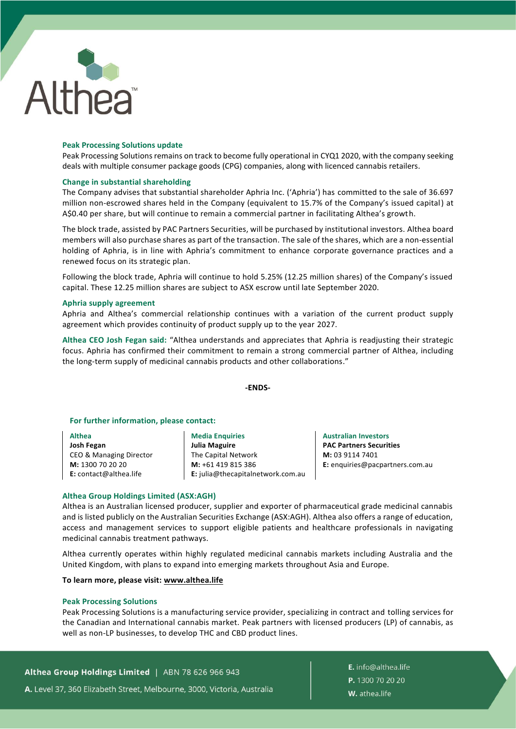### Peak Processing Solutions update

Peak Processing Solutions remains on track to become fully operational in CYQ1 2020, with the company seeking deals with multiple consumer package goods (CPG) companies, along with licenced cannabis retailers.

### Change in substantial shareholding

The Company advises that substantial shareholder Aphria Inc. ('Aphria') has committed to the sale of 36.697 million non-escrowed shares held in the Company (equivalent to 15.7% of the Company's issued capital) at A$0.40 per share, but will continue to remain a commercial partner in facilitating Althea's growth.

The block trade, assisted by PAC Partners Securities, will be purchased by institutional investors. Althea board members will also purchase shares as part of the transaction. The sale of the shares, which are a non-essential holding of Aphria, is in line with Aphria's commitment to enhance corporate governance practices and a renewed focus on its strategic plan.

Following the block trade, Aphria will continue to hold 5.25% (12.25 million shares) of the Company's issued capital. These 12.25 million shares are subject to ASX escrow until late September 2020.

### Aphria supply agreement

Aphria and Althea's commercial relationship continues with a variation of the current product supply agreement which provides continuity of product supply up to the year 2027.

**Althea CEO Josh Fegan said:** "Althea understands and appreciates that Aphria is readjusting their strategic focus. Aphria has confirmed their commitment to remain a strong commercial partner of Althea, including the long-term supply of medicinal cannabis products and other collaborations."

**-ENDS-**

### For further information, please contact:

**Althea**
**Josh Fegan**
CEO & Managing Director
**M:** 1300 70 20 20
**E:** contact@althea.life

**Media Enquiries**
**Julia Maguire**
The Capital Network
**M:** +61 419 815 386
**E:** julia@thecapitalnetwork.com.au

**Australian Investors**
**PAC Partners Securities**
**M:** 03 9114 7401
**E:** enquiries@pacpartners.com.au

### Althea Group Holdings Limited (ASX:AGH)

Althea is an Australian licensed producer, supplier and exporter of pharmaceutical grade medicinal cannabis and is listed publicly on the Australian Securities Exchange (ASX:AGH). Althea also offers a range of education, access and management services to support eligible patients and healthcare professionals in navigating medicinal cannabis treatment pathways.

Althea currently operates within highly regulated medicinal cannabis markets including Australia and the United Kingdom, with plans to expand into emerging markets throughout Asia and Europe.

**To learn more, please visit: www.althea.life**

### Peak Processing Solutions

Peak Processing Solutions is a manufacturing service provider, specializing in contract and tolling services for the Canadian and International cannabis market. Peak partners with licensed producers (LP) of cannabis, as well as non-LP businesses, to develop THC and CBD product lines.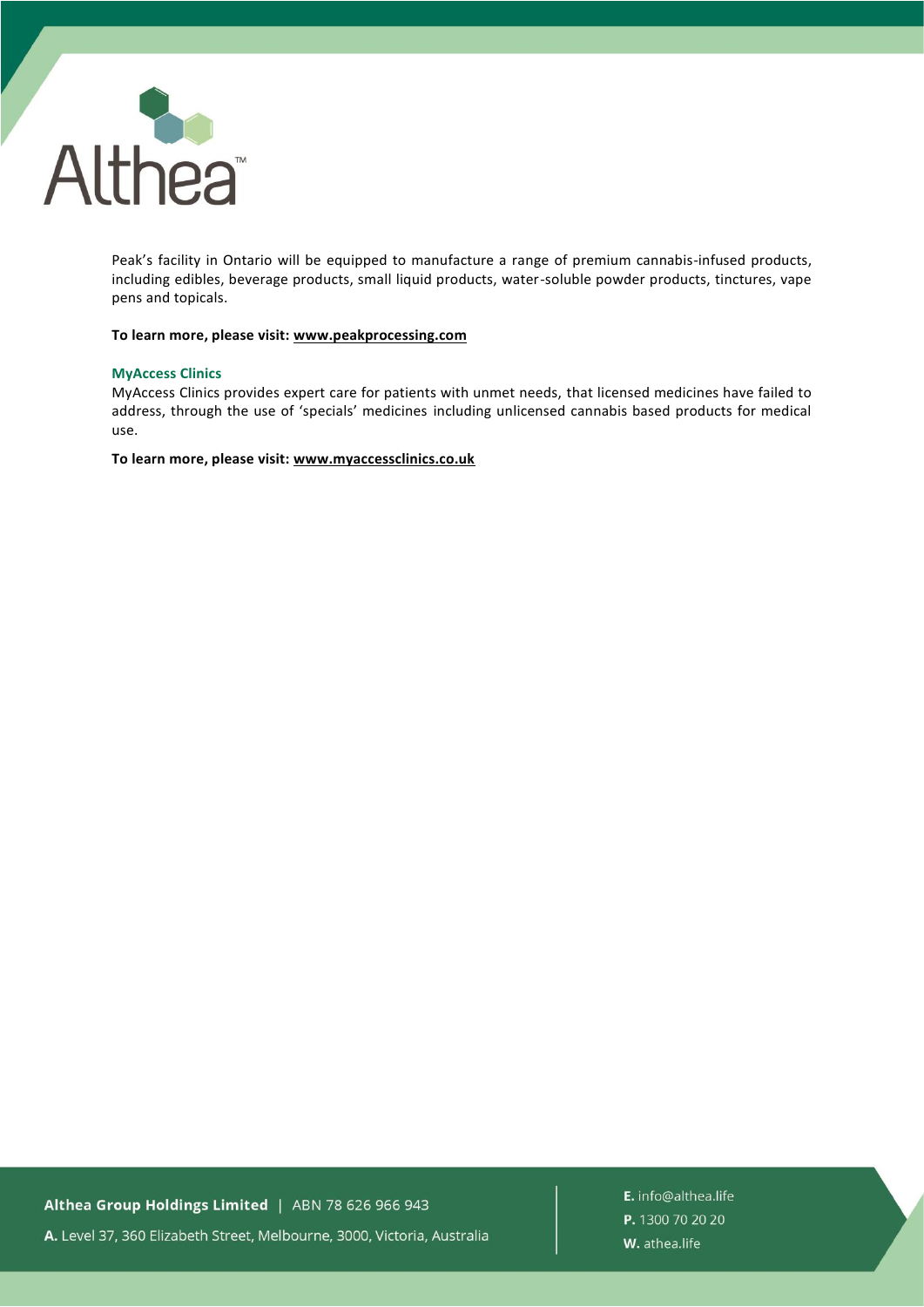Peak's facility in Ontario will be equipped to manufacture a range of premium cannabis-infused products, including edibles, beverage products, small liquid products, water-soluble powder products, tinctures, vape pens and topicals.

**To learn more, please visit: www.peakprocessing.com**

### MyAccess Clinics

MyAccess Clinics provides expert care for patients with unmet needs, that licensed medicines have failed to address, through the use of 'specials' medicines including unlicensed cannabis based products for medical use.

**To learn more, please visit: www.myaccessclinics.co.uk**